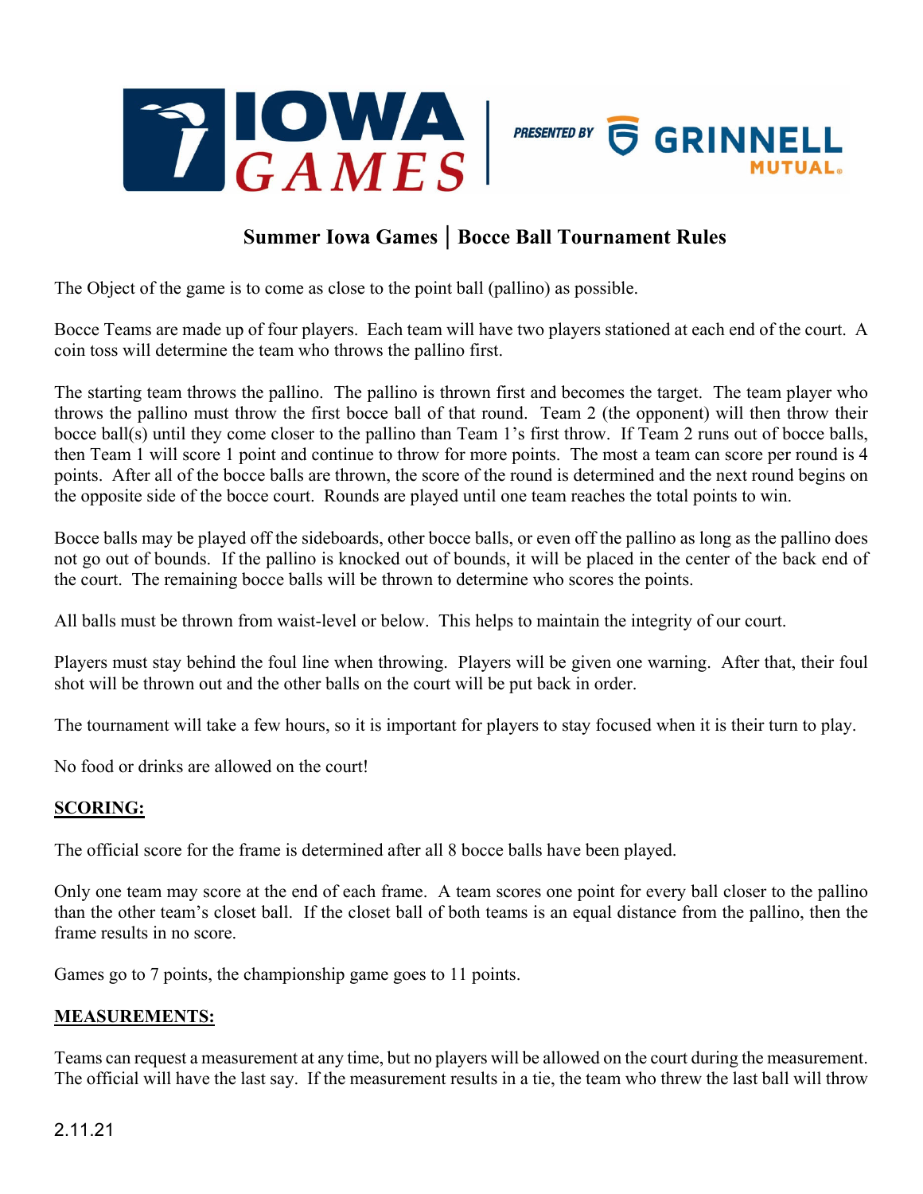# Summer Iowa Games │ Bocce Ball Tournament Rules

The Object of the game is to come as close to the point ball (pallino) as possible.

Bocce Teams are made up of four players. Each team will have two players stationed at each end of the court. A coin toss will determine the team who throws the pallino first.

The starting team throws the pallino. The pallino is thrown first and becomes the target. The team player who throws the pallino must throw the first bocce ball of that round. Team 2 (the opponent) will then throw their bocce ball(s) until they come closer to the pallino than Team 1's first throw. If Team 2 runs out of bocce balls, then Team 1 will score 1 point and continue to throw for more points. The most a team can score per round is 4 points. After all of the bocce balls are thrown, the score of the round is determined and the next round begins on the opposite side of the bocce court. Rounds are played until one team reaches the total points to win.

Bocce balls may be played off the sideboards, other bocce balls, or even off the pallino as long as the pallino does not go out of bounds. If the pallino is knocked out of bounds, it will be placed in the center of the back end of the court. The remaining bocce balls will be thrown to determine who scores the points.

All balls must be thrown from waist-level or below. This helps to maintain the integrity of our court.

Players must stay behind the foul line when throwing. Players will be given one warning. After that, their foul shot will be thrown out and the other balls on the court will be put back in order.

The tournament will take a few hours, so it is important for players to stay focused when it is their turn to play.

No food or drinks are allowed on the court!

## SCORING:

The official score for the frame is determined after all 8 bocce balls have been played.

Only one team may score at the end of each frame. A team scores one point for every ball closer to the pallino than the other team's closet ball. If the closet ball of both teams is an equal distance from the pallino, then the frame results in no score.

Games go to 7 points, the championship game goes to 11 points.

## MEASUREMENTS:

Teams can request a measurement at any time, but no players will be allowed on the court during the measurement. The official will have the last say. If the measurement results in a tie, the team who threw the last ball will throw

2.11.21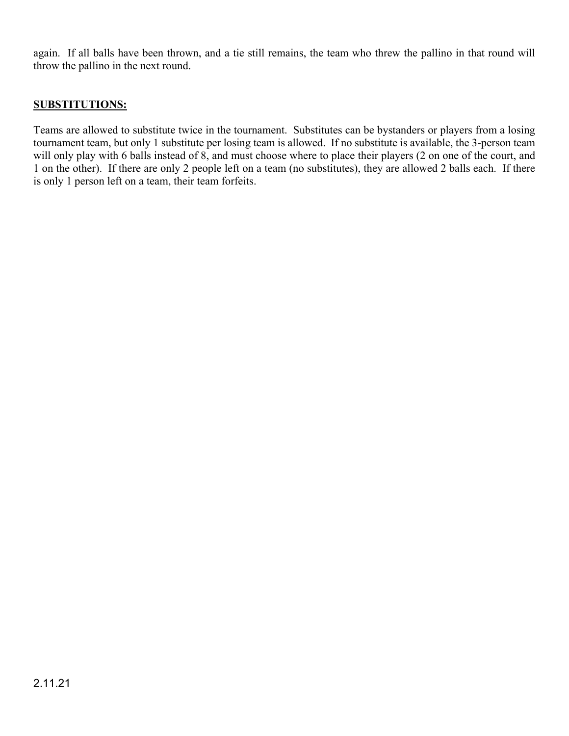again. If all balls have been thrown, and a tie still remains, the team who threw the pallino in that round will throw the pallino in the next round.

**SUBSTITUTIONS:**

Teams are allowed to substitute twice in the tournament. Substitutes can be bystanders or players from a losing tournament team, but only 1 substitute per losing team is allowed. If no substitute is available, the 3-person team will only play with 6 balls instead of 8, and must choose where to place their players (2 on one of the court, and 1 on the other). If there are only 2 people left on a team (no substitutes), they are allowed 2 balls each. If there is only 1 person left on a team, their team forfeits.

2.11.21